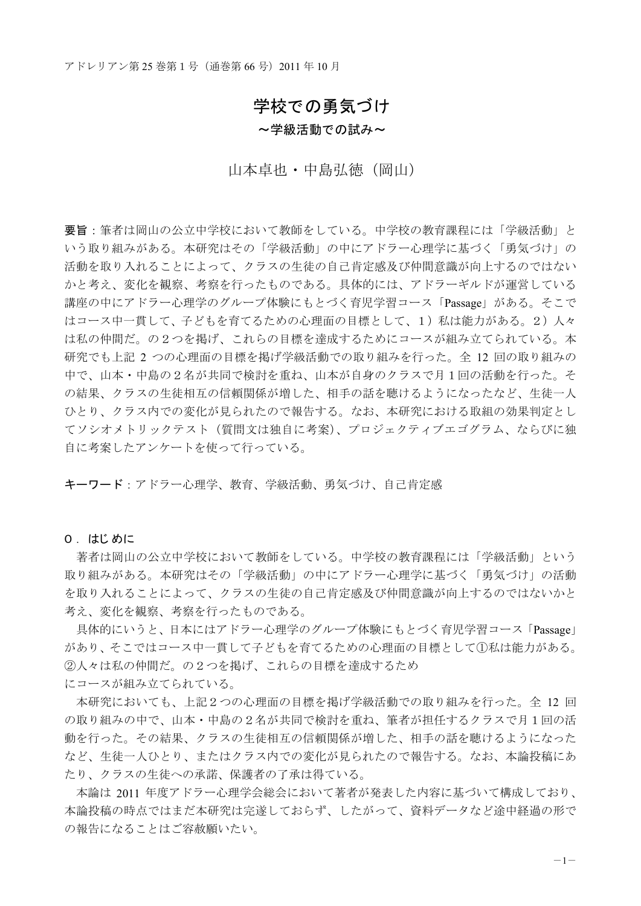# 学校での勇気づけ

## ～学級活動での試み～

山本卓也・中島弘徳（岡山）

**要旨**：筆者は岡山の公立中学校において教師をしている。中学校の教育課程には「学級活動」という取り組みがある。本研究はその「学級活動」の中にアドラー心理学に基づく「勇気づけ」の活動を取り入れることによって、クラスの生徒の自己肯定感及び仲間意識が向上するのではないかと考え、変化を観察、考察を行ったものである。具体的には、アドラーギルドが運営している講座の中にアドラー心理学のグループ体験にもとづく育児学習コース「Passage」がある。そこではコース中一貫して、子どもを育てるための心理面の目標として、1）私は能力がある。2）人々は私の仲間だ。の２つを掲げ、これらの目標を達成するためにコースが組み立てられている。本研究でも上記 2 つの心理面の目標を掲げ学級活動での取り組みを行った。全 12 回の取り組みの中で、山本・中島の２名が共同で検討を重ね、山本が自身のクラスで月１回の活動を行った。その結果、クラスの生徒相互の信頼関係が増した、相手の話を聴けるようになったなど、生徒一人ひとり、クラス内での変化が見られたので報告する。なお、本研究における取組の効果判定としてソシオメトリックテスト（質問文は独自に考案）、プロジェクティブエゴグラム、ならびに独自に考案したアンケートを使って行っている。

**キーワード**：アドラー心理学、教育、学級活動、勇気づけ、自己肯定感

## ０．はじめに

著者は岡山の公立中学校において教師をしている。中学校の教育課程には「学級活動」という取り組みがある。本研究はその「学級活動」の中にアドラー心理学に基づく「勇気づけ」の活動を取り入れることによって、クラスの生徒の自己肯定感及び仲間意識が向上するのではないかと考え、変化を観察、考察を行ったものである。

具体的にいうと、日本にはアドラー心理学のグループ体験にもとづく育児学習コース「Passage」があり、そこではコース中一貫して子どもを育てるための心理面の目標として①私は能力がある。②人々は私の仲間だ。の２つを掲げ、これらの目標を達成するため
にコースが組み立てられている。

本研究においても、上記２つの心理面の目標を掲げ学級活動での取り組みを行った。全 12 回の取り組みの中で、山本・中島の２名が共同で検討を重ね、筆者が担任するクラスで月１回の活動を行った。その結果、クラスの生徒相互の信頼関係が増した、相手の話を聴けるようになったなど、生徒一人ひとり、またはクラス内での変化が見られたので報告する。なお、本論投稿にあたり、クラスの生徒への承諾、保護者の了承は得ている。

本論は 2011 年度アドラー心理学会総会において著者が発表した内容に基づいて構成しており、本論投稿の時点ではまだ本研究は完遂しておらず、したがって、資料データなど途中経過の形での報告になることはご容赦願いたい。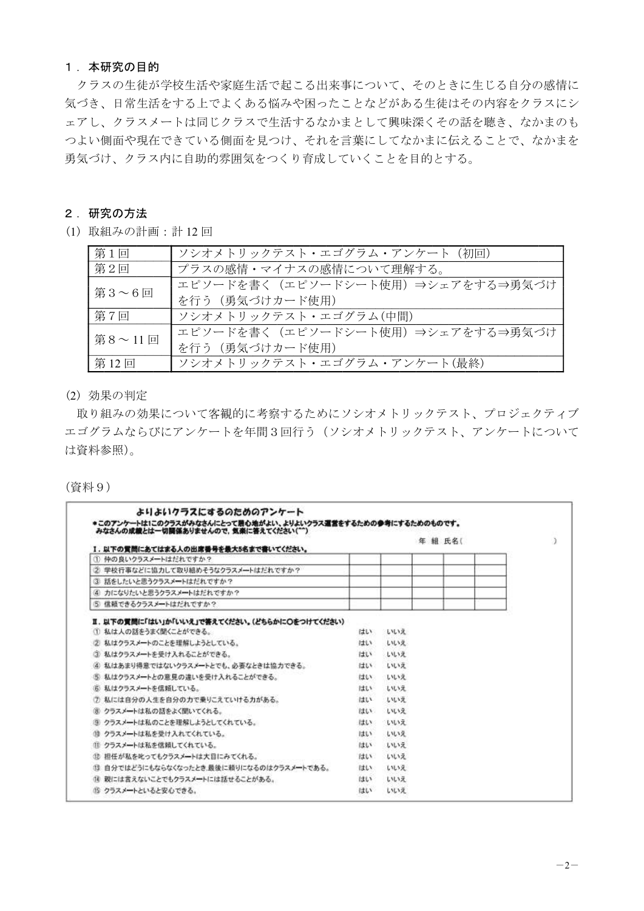## １．本研究の目的

クラスの生徒が学校生活や家庭生活で起こる出来事について、そのときに生じる自分の感情に気づき、日常生活をする上でよくある悩みや困ったことなどがある生徒はその内容をクラスにシェアし、クラスメートは同じクラスで生活するなかまとして興味深くその話を聴き、なかまのもつよい側面や現在できている側面を見つけ、それを言葉にしてなかまに伝えることで、なかまを勇気づけ、クラス内に自助的雰囲気をつくり育成していくことを目的とする。

## ２．研究の方法

(1) 取組みの計画：計 12 回

| 第１回 | ソシオメトリックテスト・エゴグラム・アンケート（初回） |
|---|---|
| 第２回 | プラスの感情・マイナスの感情について理解する。 |
| 第３～６回 | エピソードを書く（エピソードシート使用）⇒シェアをする⇒勇気づけを行う（勇気づけカード使用） |
| 第７回 | ソシオメトリックテスト・エゴグラム(中間) |
| 第８～11 回 | エピソードを書く（エピソードシート使用）⇒シェアをする⇒勇気づけを行う（勇気づけカード使用） |
| 第 12 回 | ソシオメトリックテスト・エゴグラム・アンケート(最終) |

(2) 効果の判定

取り組みの効果について客観的に考察するためにソシオメトリックテスト、プロジェクティブエゴグラムならびにアンケートを年間３回行う（ソシオメトリックテスト、アンケートについては資料参照)。

（資料９）

**よりよいクラスにするのためのアンケート**

＊このアンケートは1このクラスがみなさんにとって居心地がよい、よりよいクラス運営をするための参考にするためのものです。
みなさんの成績とは一切関係ありませんので, 気楽に答えてください(^^)

年　組　氏名(　　　　　　　　　　)

**Ⅰ. 以下の質問にあてはまる人の出席番号を最大5名まで書いてください。**

| 質問 | | | | | |
|---|---|---|---|---|---|
| ① 仲の良いクラスメートはだれですか？ | | | | | |
| ② 学校行事などに協力して取り組めそうなクラスメートはだれですか？ | | | | | |
| ③ 話をしたいと思うクラスメートはだれですか？ | | | | | |
| ④ 力になりたいと思うクラスメートはだれですか？ | | | | | |
| ⑤ 信頼できるクラスメートはだれですか？ | | | | | |

**Ⅱ. 以下の質問に「はい」か「いいえ」で答えてください。(どちらかに〇をつけてください)**

| 質問 | | |
|---|---|---|
| ① 私は人の話をうまく聞くことができる。 | はい | いいえ |
| ② 私はクラスメートのことを理解しようとしている。 | はい | いいえ |
| ③ 私はクラスメートを受け入れることができる。 | はい | いいえ |
| ④ 私はあまり得意ではないクラスメートとでも、必要なときは協力できる。 | はい | いいえ |
| ⑤ 私はクラスメートとの意見の違いを受け入れることができる。 | はい | いいえ |
| ⑥ 私はクラスメートを信頼している。 | はい | いいえ |
| ⑦ 私には自分の人生を自分の力で乗りこえていける力がある。 | はい | いいえ |
| ⑧ クラスメートは私の話をよく聞いてくれる。 | はい | いいえ |
| ⑨ クラスメートは私のことを理解しようとしてくれている。 | はい | いいえ |
| ⑩ クラスメートは私を受け入れてくれている。 | はい | いいえ |
| ⑪ クラスメートは私を信頼してくれている。 | はい | いいえ |
| ⑫ 担任が私を叱ってもクラスメートは大目にみてくれる。 | はい | いいえ |
| ⑬ 自分ではどうにもならなくなったとき,最後に頼りになるのはクラスメートである。 | はい | いいえ |
| ⑭ 親には言えないことでもクラスメートには話せることがある。 | はい | いいえ |
| ⑮ クラスメートといると安心できる。 | はい | いいえ |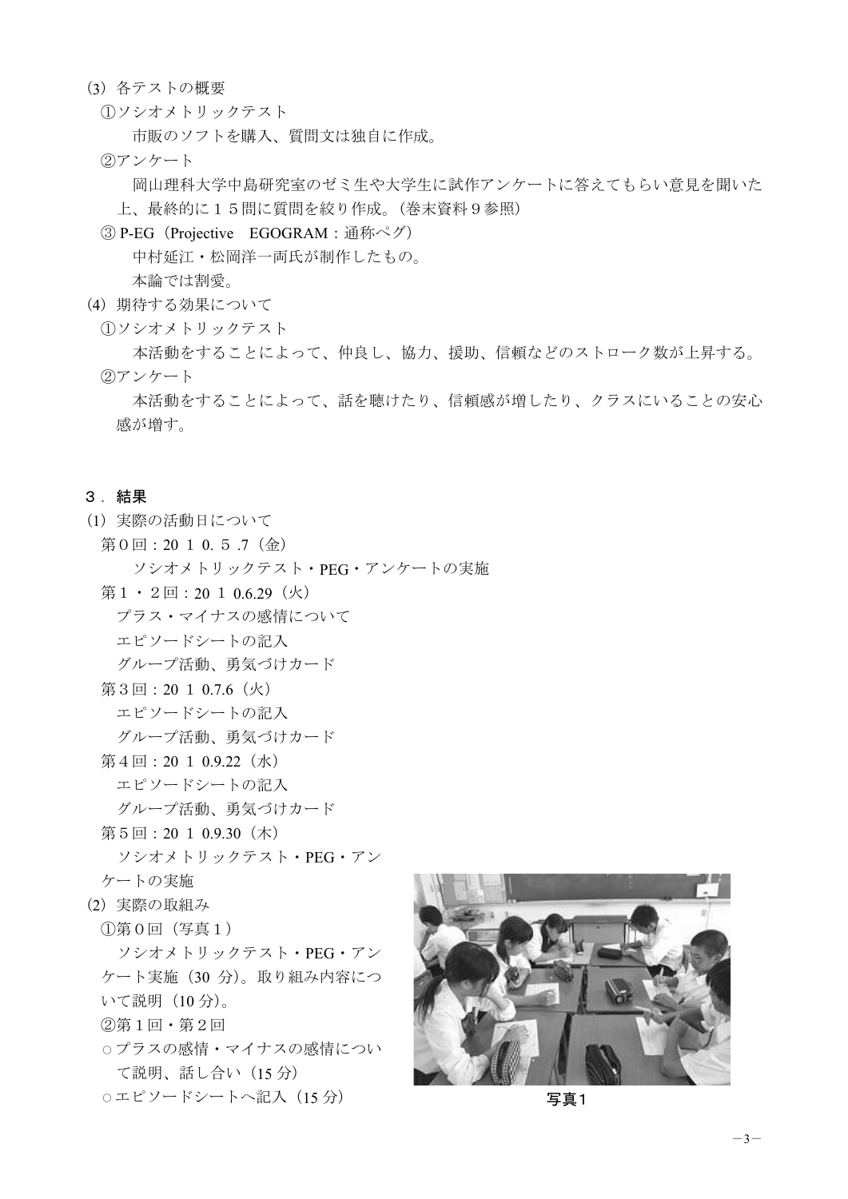(3) 各テストの概要

①ソシオメトリックテスト

市販のソフトを購入、質問文は独自に作成。

②アンケート

岡山理科大学中島研究室のゼミ生や大学生に試作アンケートに答えてもらい意見を聞いた上、最終的に１５問に質問を絞り作成。（巻末資料９参照）

③ P-EG（Projective　EGOGRAM：通称ペグ）

中村延江・松岡洋一両氏が制作したもの。

本論では割愛。

(4) 期待する効果について

①ソシオメトリックテスト

本活動をすることによって、仲良し、協力、援助、信頼などのストローク数が上昇する。

②アンケート

本活動をすることによって、話を聴けたり、信頼感が増したり、クラスにいることの安心感が増す。

## ３．結果

(1) 実際の活動日について

第０回：20 １ 0. ５ .7（金）

ソシオメトリックテスト・PEG・アンケートの実施

第１・２回：20 １ 0.6.29（火）

プラス・マイナスの感情について

エピソードシートの記入

グループ活動、勇気づけカード

第３回：20 １ 0.7.6（火）

エピソードシートの記入

グループ活動、勇気づけカード

第４回：20 １ 0.9.22（水）

エピソードシートの記入

グループ活動、勇気づけカード

第５回：20 １ 0.9.30（木）

ソシオメトリックテスト・PEG・アンケートの実施

(2) 実際の取組み

①第０回（写真１）

ソシオメトリックテスト・PEG・アンケート実施（30 分）。取り組み内容について説明（10 分）。

②第１回・第２回

○プラスの感情・マイナスの感情について説明、話し合い（15 分）

○エピソードシートへ記入（15 分）

写真１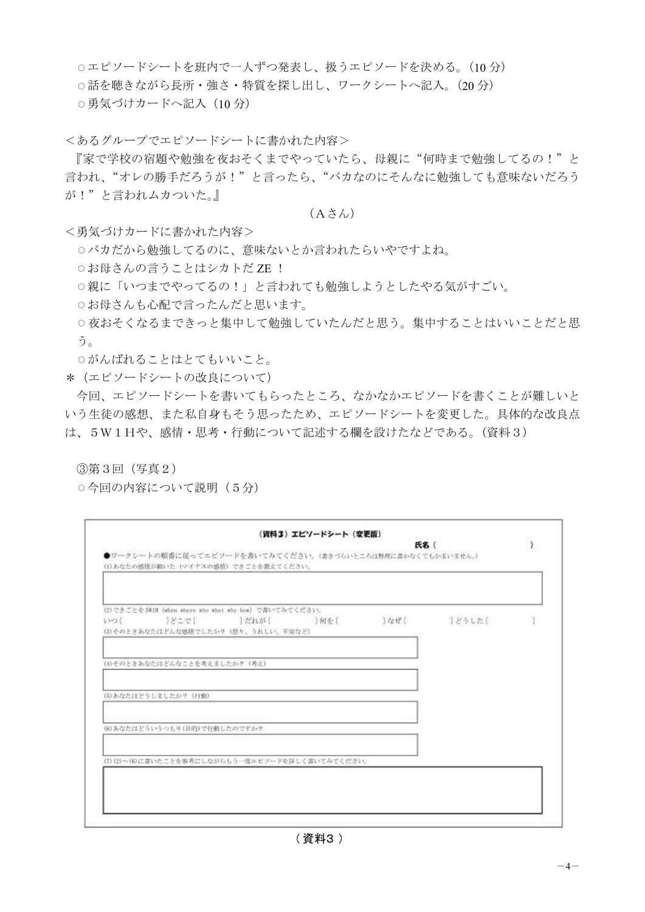○エピソードシートを班内で一人ずつ発表し、扱うエピソードを決める。(10 分)

○話を聴きながら長所・強さ・特質を探し出し、ワークシートへ記入。(20 分)

○勇気づけカードへ記入(10 分)

<あるグループでエピソードシートに書かれた内容>

『家で学校の宿題や勉強を夜おそくまでやっていたら、母親に“何時まで勉強してるの！”と言われ、“オレの勝手だろうが！”と言ったら、“バカなのにそんなに勉強しても意味ないだろうが！”と言われムカついた。』

(Aさん)

<勇気づけカードに書かれた内容>

○バカだから勉強してるのに、意味ないとか言われたらいやですよね。

○お母さんの言うことはシカトだ ZE ！

○親に「いつまでやってるの！」と言われても勉強しようとしたやる気がすごい。

○お母さんも心配で言ったんだと思います。

○夜おそくなるまできっと集中して勉強していたんだと思う。集中することはいいことだと思う。

○がんばれることはとてもいいこと。

＊（エピソードシートの改良について）

今回、エピソードシートを書いてもらったところ、なかなかエピソードを書くことが難しいという生徒の感想、また私自身もそう思ったため、エピソードシートを変更した。具体的な改良点は、５W１Hや、感情・思考・行動について記述する欄を設けたなどである。(資料３)

③第３回（写真２）

○今回の内容について説明（５分）

（資料３）エピソードシート（変更版）

氏名（　　　　　　　　）

●ワークシートの順番に従ってエピソードを書いてみてください。（書きづらいところは無理に書かなくてもかまいません。）

(1)あなたの感情が動いた（マイナスの感情）できごとを教えてください。

(2)できごとを5W1H（when where who what why how）で書いてみてください。

いつ[　　　]どこで[　　　]だれが[　　　]何を[　　　]なぜ[　　　]どうした[　　　]

(3)そのときあなたはどんな感情でしたか？（怒り、うれしい、不安など）

(4)そのときあなたはどんなことを考えましたか？（考え）

(5)あなたはどうしましたか？（行動）

(6)あなたはどういうつもり（目的）で行動したのですか？

(7)(2)～(6)に書いたことを参考にしながらもう一度エピソードを詳しく書いてみてください。

（資料３）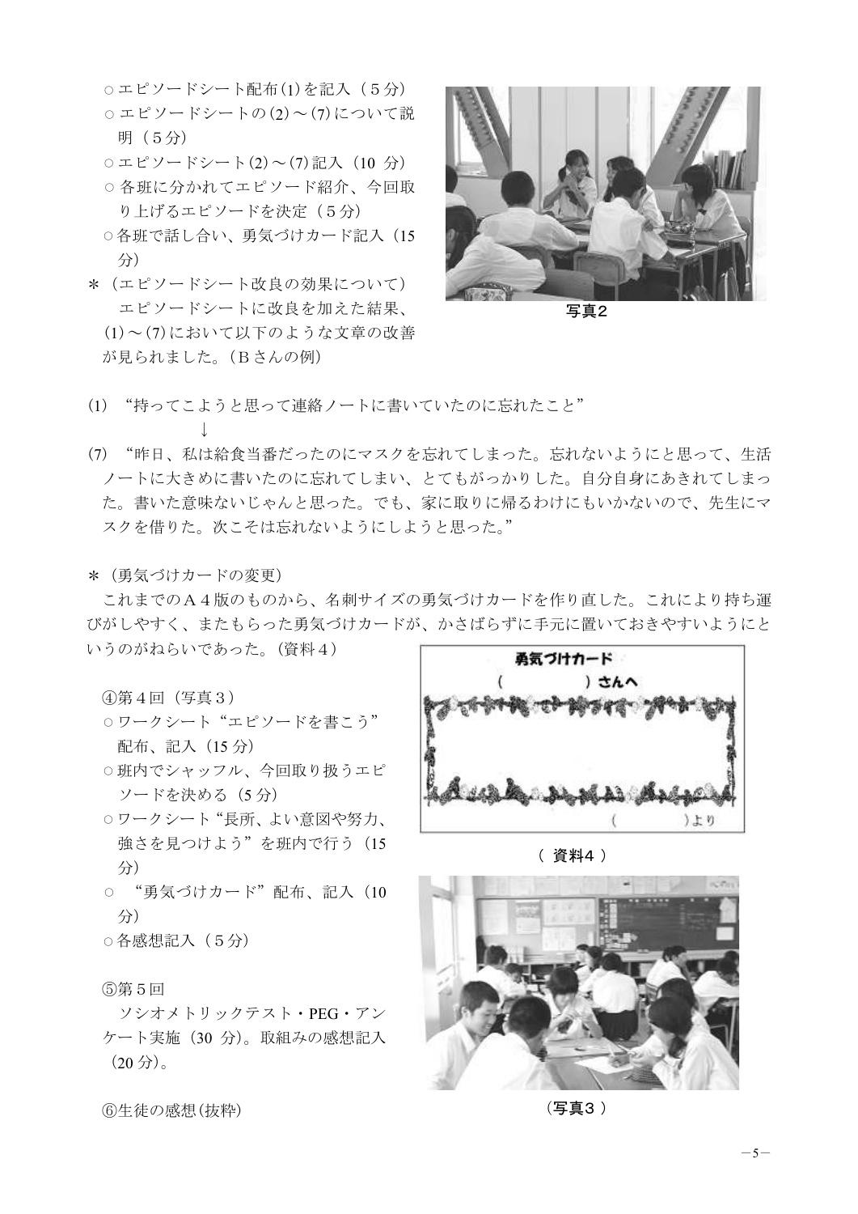○エピソードシート配布(1)を記入（５分）
○エピソードシートの(2)～(7)について説明（５分）
○エピソードシート(2)～(7)記入（10 分）
○各班に分かれてエピソード紹介、今回取り上げるエピソードを決定（５分）
○各班で話し合い、勇気づけカード記入（15分）

＊（エピソードシート改良の効果について）
　エピソードシートに改良を加えた結果、(1)～(7)において以下のような文章の改善が見られました。（Ｂさんの例）

写真２

(1) “持ってこようと思って連絡ノートに書いていたのに忘れたこと”
　　　　　　↓
(7) “昨日、私は給食当番だったのにマスクを忘れてしまった。忘れないようにと思って、生活ノートに大きめに書いたのに忘れてしまい、とてもがっかりした。自分自身にあきれてしまった。書いた意味ないじゃんと思った。でも、家に取りに帰るわけにもいかないので、先生にマスクを借りた。次こそは忘れないようにしようと思った。”

＊（勇気づけカードの変更）
　これまでのＡ４版のものから、名刺サイズの勇気づけカードを作り直した。これにより持ち運びがしやすく、またもらった勇気づけカードが、かさばらずに手元に置いておきやすいようにというのがねらいであった。（資料４）

④第４回（写真３）
○ワークシート“エピソードを書こう”配布、記入（15 分）
○班内でシャッフル、今回取り扱うエピソードを決める（５分）
○ワークシート“長所、よい意図や努力、強さを見つけよう”を班内で行う（15分）
○ “勇気づけカード”配布、記入（10分）
○各感想記入（５分）

勇気づけカード
（　　　　　）さんへ
（　　　　　）より

（ 資料４ ）

⑤第５回
　ソシオメトリックテスト・PEG・アンケート実施（30 分)。取組みの感想記入（20 分）。

（写真３ ）

⑥生徒の感想(抜粋)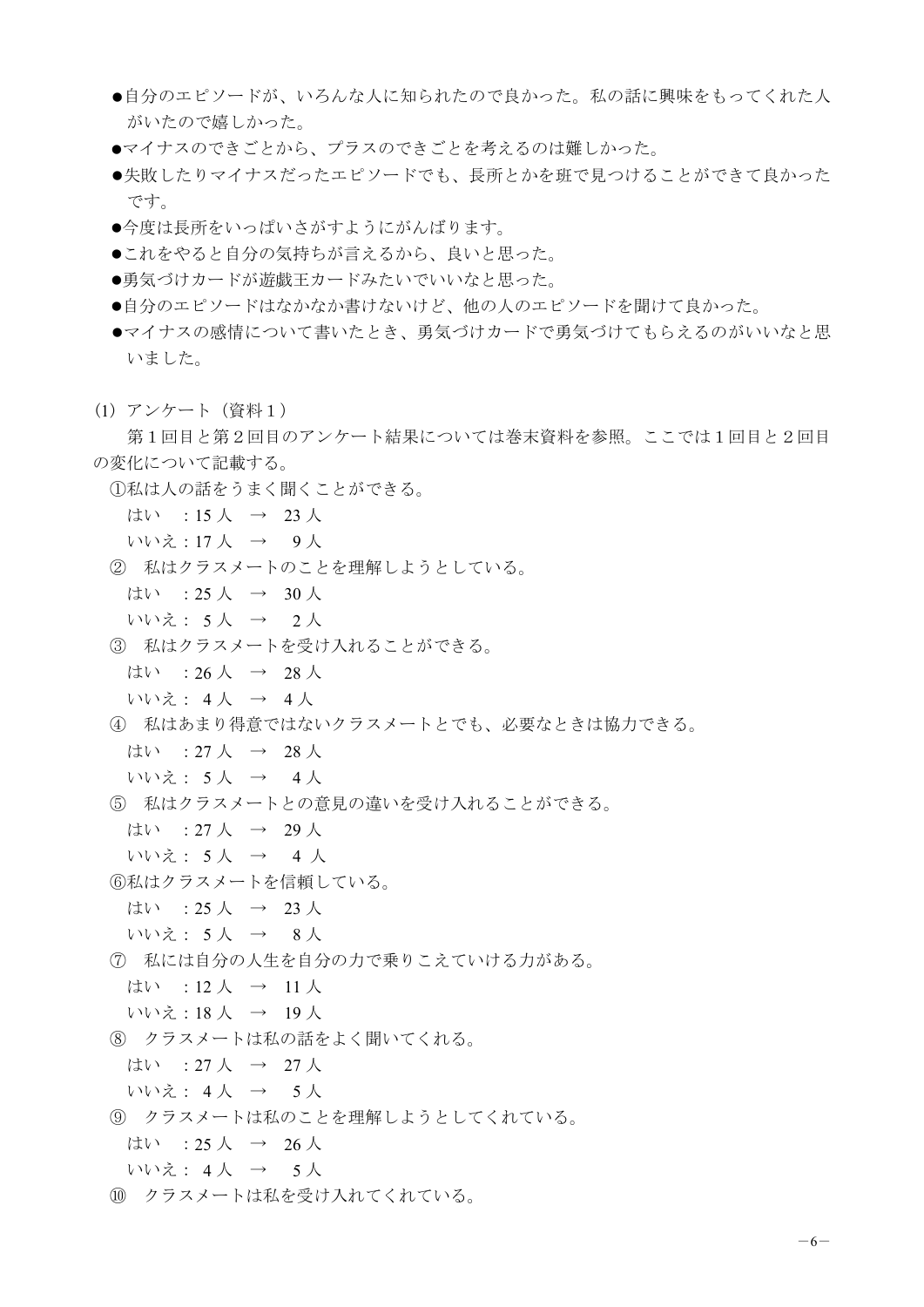- 自分のエピソードが、いろんな人に知られたので良かった。私の話に興味をもってくれた人がいたので嬉しかった。
- マイナスのできごとから、プラスのできごとを考えるのは難しかった。
- 失敗したりマイナスだったエピソードでも、長所とかを班で見つけることができて良かったです。
- 今度は長所をいっぱいさがすようにがんばります。
- これをやると自分の気持ちが言えるから、良いと思った。
- 勇気づけカードが遊戯王カードみたいでいいなと思った。
- 自分のエピソードはなかなか書けないけど、他の人のエピソードを聞けて良かった。
- マイナスの感情について書いたとき、勇気づけカードで勇気づけてもらえるのがいいなと思いました。

(1) アンケート（資料１）

　第１回目と第２回目のアンケート結果については巻末資料を参照。ここでは１回目と２回目の変化について記載する。

①私は人の話をうまく聞くことができる。
　はい　：15 人　→　23 人
　いいえ：17 人　→　 9 人

②　私はクラスメートのことを理解しようとしている。
　はい　：25 人　→　30 人
　いいえ： 5 人　→　 2 人

③　私はクラスメートを受け入れることができる。
　はい　：26 人　→　28 人
　いいえ： 4 人　→　4 人

④　私はあまり得意ではないクラスメートとでも、必要なときは協力できる。
　はい　：27 人　→　28 人
　いいえ： 5 人　→　 4 人

⑤　私はクラスメートとの意見の違いを受け入れることができる。
　はい　：27 人　→　29 人
　いいえ： 5 人　→　 4 人

⑥私はクラスメートを信頼している。
　はい　：25 人　→　23 人
　いいえ： 5 人　→　 8 人

⑦　私には自分の人生を自分の力で乗りこえていける力がある。
　はい　：12 人　→　11 人
　いいえ：18 人　→　19 人

⑧　クラスメートは私の話をよく聞いてくれる。
　はい　：27 人　→　27 人
　いいえ： 4 人　→　 5 人

⑨　クラスメートは私のことを理解しようとしてくれている。
　はい　：25 人　→　26 人
　いいえ： 4 人　→　 5 人

⑩　クラスメートは私を受け入れてくれている。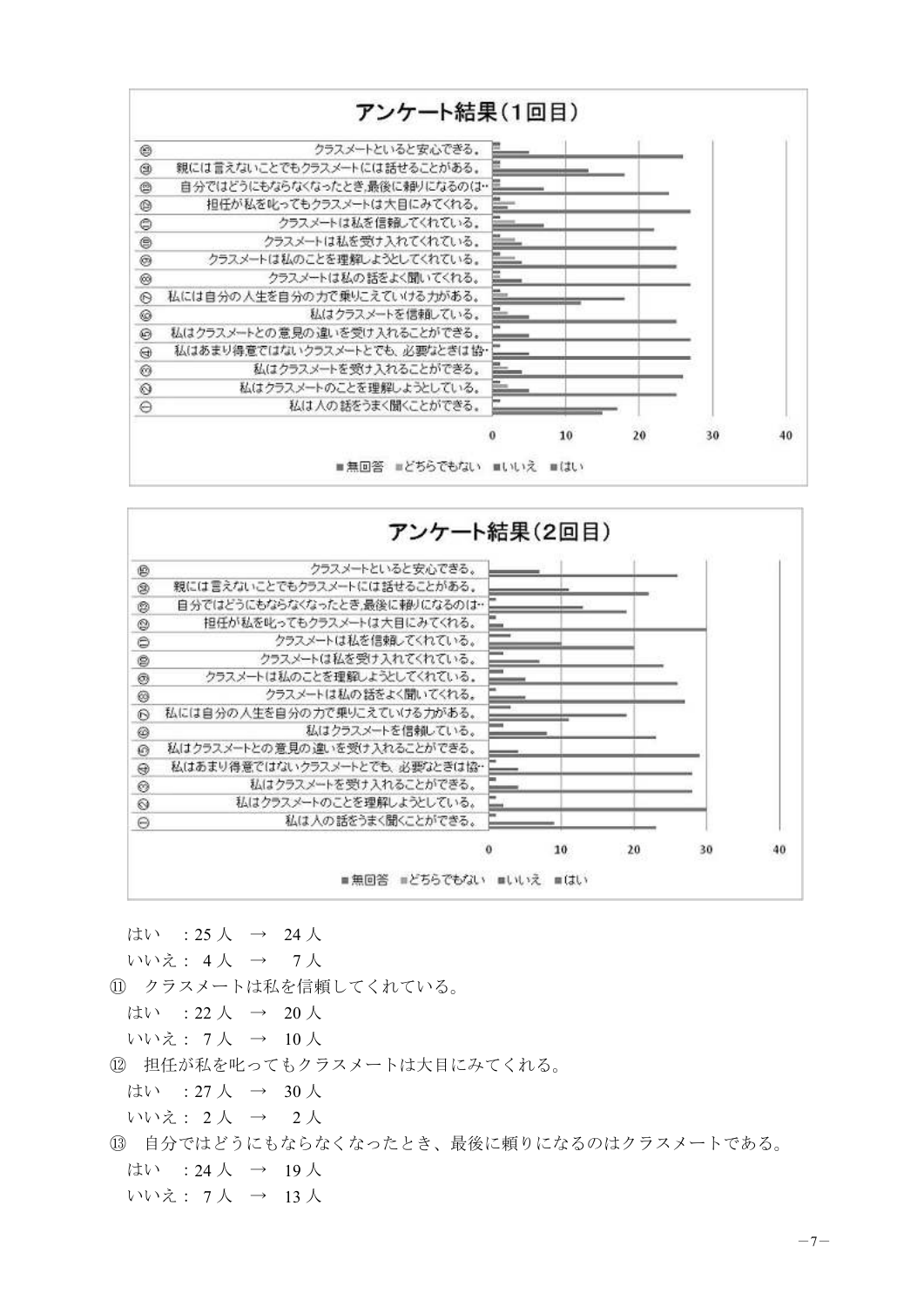**アンケート結果（1回目）**

⑮ クラスメートといると安心できる。
⑭ 親には言えないことでもクラスメートには話せることがある。
⑬ 自分ではどうにもならなくなったとき,最後に頼りになるのは…
⑫ 担任が私を叱ってもクラスメートは大目にみてくれる。
⑪ クラスメートは私を信頼してくれている。
⑩ クラスメートは私を受け入れてくれている。
⑨ クラスメートは私のことを理解しようとしてくれている。
⑧ クラスメートは私の話をよく聞いてくれる。
⑦ 私には自分の人生を自分の力で乗りこえていける力がある。
⑥ 私はクラスメートを信頼している。
⑤ 私はクラスメートとの意見の違いを受け入れることができる。
④ 私はあまり得意ではないクラスメートとでも、必要なときは協…
③ 私はクラスメートを受け入れることができる。
② 私はクラスメートのことを理解しようとしている。
① 私は人の話をうまく聞くことができる。

0　10　20　30　40

■無回答　■どちらでもない　■いいえ　■はい

**アンケート結果（2回目）**

⑮ クラスメートといると安心できる。
⑭ 親には言えないことでもクラスメートには話せることがある。
⑬ 自分ではどうにもならなくなったとき,最後に頼りになるのは…
⑫ 担任が私を叱ってもクラスメートは大目にみてくれる。
⑪ クラスメートは私を信頼してくれている。
⑩ クラスメートは私を受け入れてくれている。
⑨ クラスメートは私のことを理解しようとしてくれている。
⑧ クラスメートは私の話をよく聞いてくれる。
⑦ 私には自分の人生を自分の力で乗りこえていける力がある。
⑥ 私はクラスメートを信頼している。
⑤ 私はクラスメートとの意見の違いを受け入れることができる。
④ 私はあまり得意ではないクラスメートとでも、必要なときは協…
③ 私はクラスメートを受け入れることができる。
② 私はクラスメートのことを理解しようとしている。
① 私は人の話をうまく聞くことができる。

0　10　20　30　40

■無回答　■どちらでもない　■いいえ　■はい

はい　：25 人　→　24 人
いいえ：4 人　→　7 人

⑪　クラスメートは私を信頼してくれている。
はい　：22 人　→　20 人
いいえ：7 人　→　10 人

⑫　担任が私を叱ってもクラスメートは大目にみてくれる。
はい　：27 人　→　30 人
いいえ：2 人　→　2 人

⑬　自分ではどうにもならなくなったとき、最後に頼りになるのはクラスメートである。
はい　：24 人　→　19 人
いいえ：7 人　→　13 人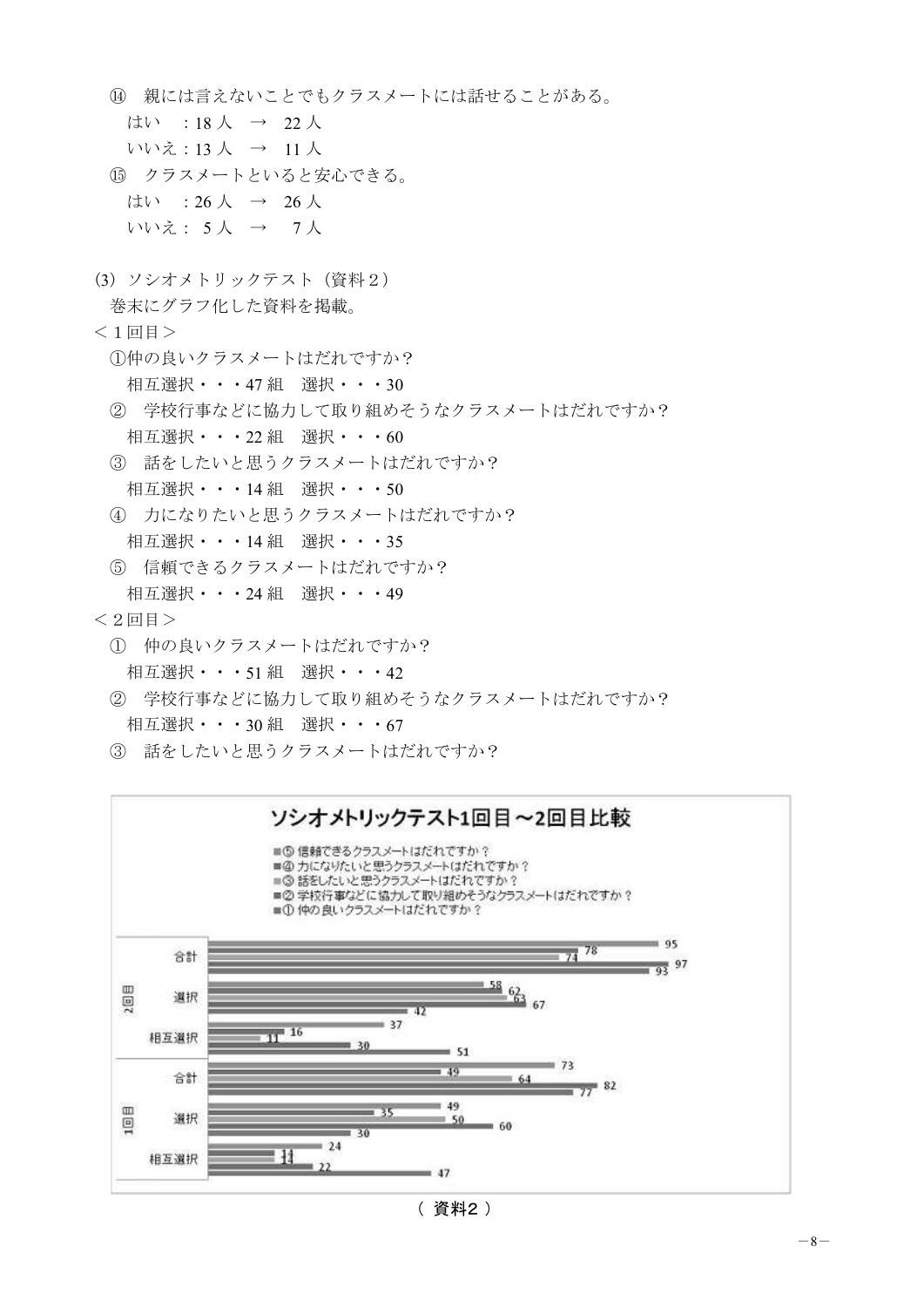⑭　親には言えないことでもクラスメートには話せることがある。

　はい　：18 人　→　22 人

　いいえ：13 人　→　11 人

⑮　クラスメートといると安心できる。

　はい　：26 人　→　26 人

　いいえ： 5 人　→　 7 人

(3) ソシオメトリックテスト（資料２）

巻末にグラフ化した資料を掲載。

＜１回目＞

①仲の良いクラスメートはだれですか？

　相互選択・・・47 組　選択・・・30

②　学校行事などに協力して取り組めそうなクラスメートはだれですか？

　相互選択・・・22 組　選択・・・60

③　話をしたいと思うクラスメートはだれですか？

　相互選択・・・14 組　選択・・・50

④　力になりたいと思うクラスメートはだれですか？

　相互選択・・・14 組　選択・・・35

⑤　信頼できるクラスメートはだれですか？

　相互選択・・・24 組　選択・・・49

＜２回目＞

①　仲の良いクラスメートはだれですか？

　相互選択・・・51 組　選択・・・42

②　学校行事などに協力して取り組めそうなクラスメートはだれですか？

　相互選択・・・30 組　選択・・・67

③　話をしたいと思うクラスメートはだれですか？

**ソシオメトリックテスト1回目～2回目比較**

| | | ⑤ 信頼できるクラスメートはだれですか？ | ④ 力になりたいと思うクラスメートはだれですか？ | ③ 話をしたいと思うクラスメートはだれですか？ | ② 学校行事などに協力して取り組めそうなクラスメートはだれですか？ | ① 仲の良いクラスメートはだれですか？ |
|---|---|---|---|---|---|---|
| 2回目 | 合計 | 95 | 78 | 74 | 97 | 93 |
| | 選択 | 58 | 62 | 63 | 67 | 42 |
| | 相互選択 | 37 | 16 | 11 | 30 | 51 |
| 1回目 | 合計 | 73 | 49 | 64 | 82 | 77 |
| | 選択 | 49 | 35 | 50 | 60 | 30 |
| | 相互選択 | 24 | 14 | 14 | 22 | 47 |

（ 資料2 ）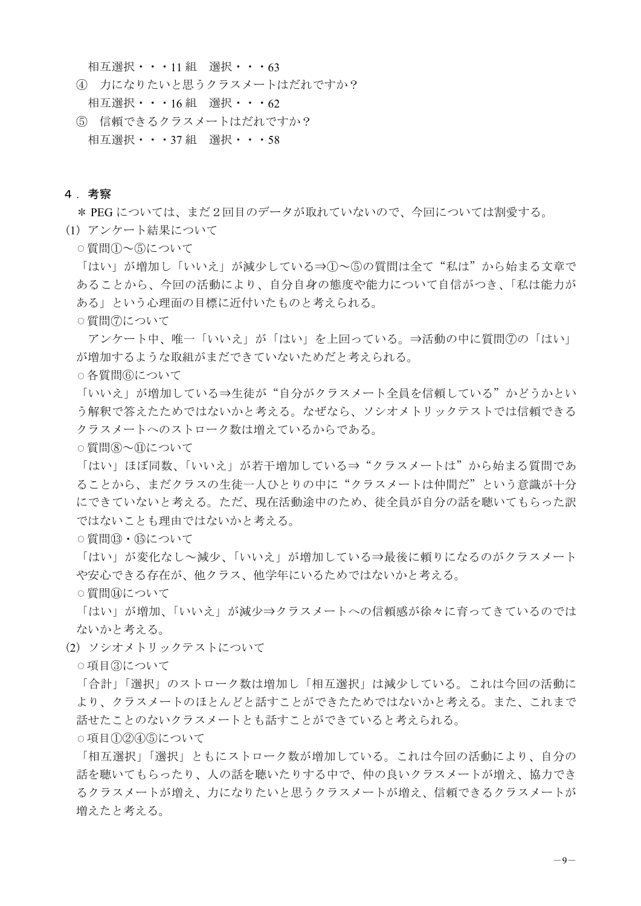相互選択・・・11 組　選択・・・63

④　力になりたいと思うクラスメートはだれですか？
　相互選択・・・16 組　選択・・・62

⑤　信頼できるクラスメートはだれですか？
　相互選択・・・37 組　選択・・・58

## ４．考察

＊ PEG については、まだ２回目のデータが取れていないので、今回については割愛する。

⑴ アンケート結果について

○質問①～⑤について

「はい」が増加し「いいえ」が減少している⇒①～⑤の質問は全て“私は”から始まる文章であることから、今回の活動により、自分自身の態度や能力について自信がつき、「私は能力がある」という心理面の目標に近付いたものと考えられる。

○質問⑦について

アンケート中、唯一「いいえ」が「はい」を上回っている。⇒活動の中に質問⑦の「はい」が増加するような取組がまだできていないためだと考えられる。

○各質問⑥について

「いいえ」が増加している⇒生徒が“自分がクラスメート全員を信頼している”かどうかという解釈で答えたためではないかと考える。なぜなら、ソシオメトリックテストでは信頼できるクラスメートへのストローク数は増えているからである。

○質問⑧～⑪について

「はい」ほぼ同数、「いいえ」が若干増加している⇒“クラスメートは”から始まる質問であることから、まだクラスの生徒一人ひとりの中に“クラスメートは仲間だ”という意識が十分にできていないと考える。ただ、現在活動途中のため、徒全員が自分の話を聴いてもらった訳ではないことも理由ではないかと考える。

○質問⑬・⑮について

「はい」が変化なし～減少、「いいえ」が増加している⇒最後に頼りになるのがクラスメートや安心できる存在が、他クラス、他学年にいるためではないかと考える。

○質問⑭について

「はい」が増加、「いいえ」が減少⇒クラスメートへの信頼感が徐々に育ってきているのではないかと考える。

⑵ ソシオメトリックテストについて

○項目③について

「合計」「選択」のストローク数は増加し「相互選択」は減少している。これは今回の活動により、クラスメートのほとんどと話すことができたためではないかと考える。また、これまで話せたことのないクラスメートとも話すことができていると考えられる。

○項目①②④⑤について

「相互選択」「選択」ともにストローク数が増加している。これは今回の活動により、自分の話を聴いてもらったり、人の話を聴いたりする中で、仲の良いクラスメートが増え、協力できるクラスメートが増え、力になりたいと思うクラスメートが増え、信頼できるクラスメートが増えたと考える。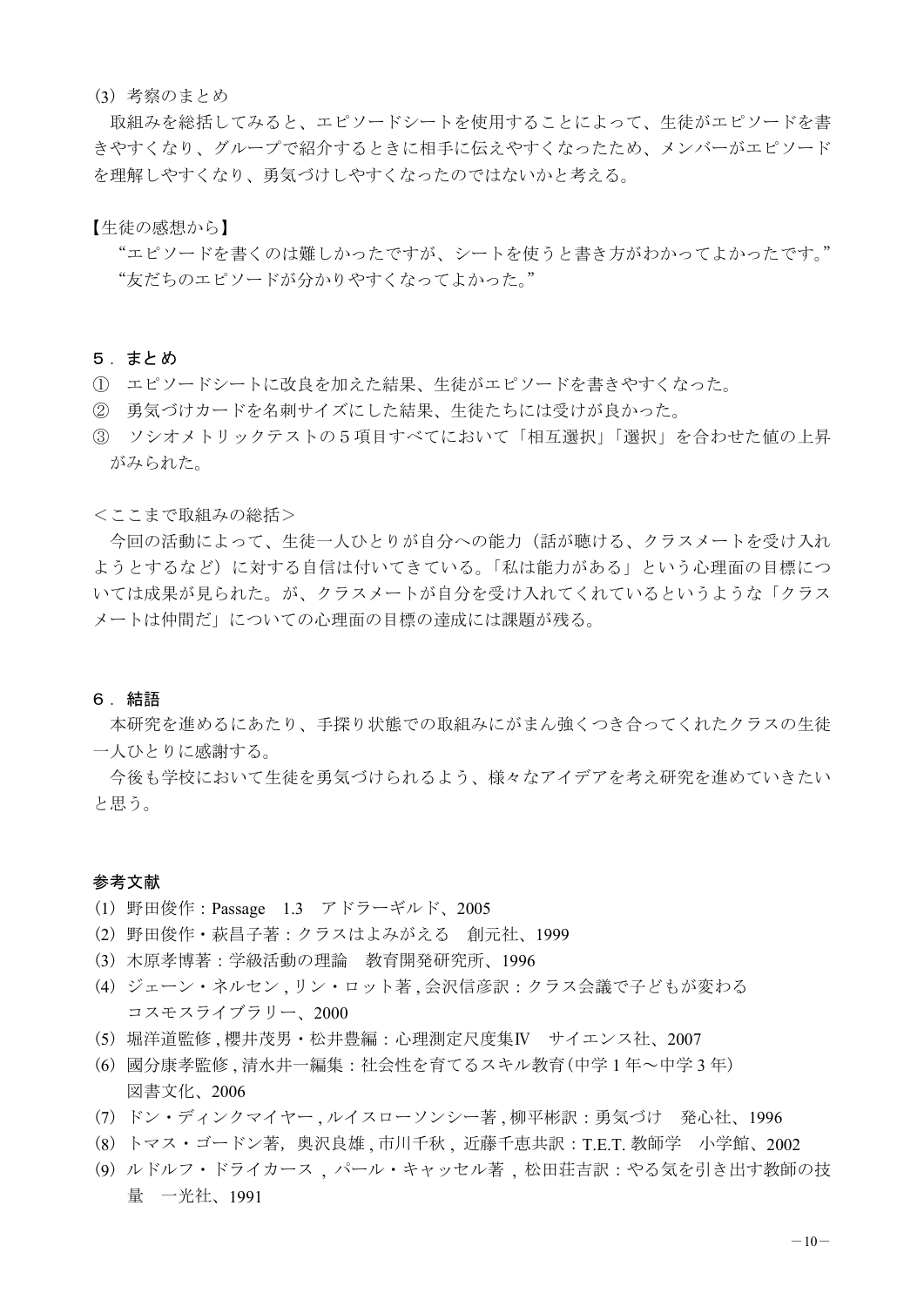(3) 考察のまとめ

取組みを総括してみると、エピソードシートを使用することによって、生徒がエピソードを書きやすくなり、グループで紹介するときに相手に伝えやすくなったため、メンバーがエピソードを理解しやすくなり、勇気づけしやすくなったのではないかと考える。

【生徒の感想から】

“エピソードを書くのは難しかったですが、シートを使うと書き方がわかってよかったです。”
“友だちのエピソードが分かりやすくなってよかった。”

## 5．まとめ

① エピソードシートに改良を加えた結果、生徒がエピソードを書きやすくなった。
② 勇気づけカードを名刺サイズにした結果、生徒たちには受けが良かった。
③ ソシオメトリックテストの5項目すべてにおいて「相互選択」「選択」を合わせた値の上昇がみられた。

＜ここまで取組みの総括＞

今回の活動によって、生徒一人ひとりが自分への能力（話が聴ける、クラスメートを受け入れようとするなど）に対する自信は付いてきている。「私は能力がある」という心理面の目標については成果が見られた。が、クラスメートが自分を受け入れてくれているというような「クラスメートは仲間だ」についての心理面の目標の達成には課題が残る。

## 6．結語

本研究を進めるにあたり、手探り状態での取組みにがまん強くつき合ってくれたクラスの生徒一人ひとりに感謝する。

今後も学校において生徒を勇気づけられるよう、様々なアイデアを考え研究を進めていきたいと思う。

## 参考文献

(1) 野田俊作：Passage　1.3　アドラーギルド、2005
(2) 野田俊作・萩昌子著：クラスはよみがえる　創元社、1999
(3) 木原孝博著：学級活動の理論　教育開発研究所、1996
(4) ジェーン・ネルセン , リン・ロット著 , 会沢信彦訳：クラス会議で子どもが変わる　コスモスライブラリー、2000
(5) 堀洋道監修 , 櫻井茂男・松井豊編：心理測定尺度集Ⅳ　サイエンス社、2007
(6) 國分康孝監修 , 清水井一編集：社会性を育てるスキル教育（中学 1 年～中学 3 年）　図書文化、2006
(7) ドン・ディンクマイヤー , ルイスローソンシー著 , 柳平彬訳：勇気づけ　発心社、1996
(8) トマス・ゴードン著，奥沢良雄 , 市川千秋 , 近藤千恵共訳：T.E.T. 教師学　小学館、2002
(9) ルドルフ・ドライカース , パール・キャッセル著 , 松田荘吉訳：やる気を引き出す教師の技量　一光社、1991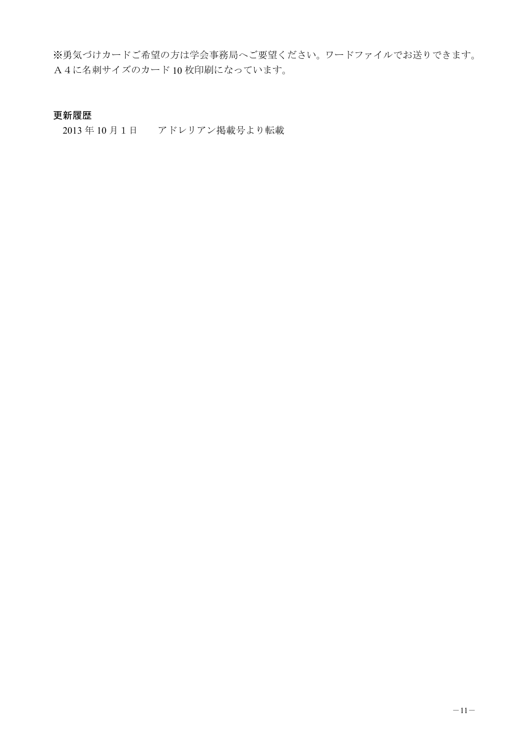※勇気づけカードご希望の方は学会事務局へご要望ください。ワードファイルでお送りできます。Ａ４に名刺サイズのカード 10 枚印刷になっています。

## 更新履歴

2013 年 10 月 1 日　　アドレリアン掲載号より転載